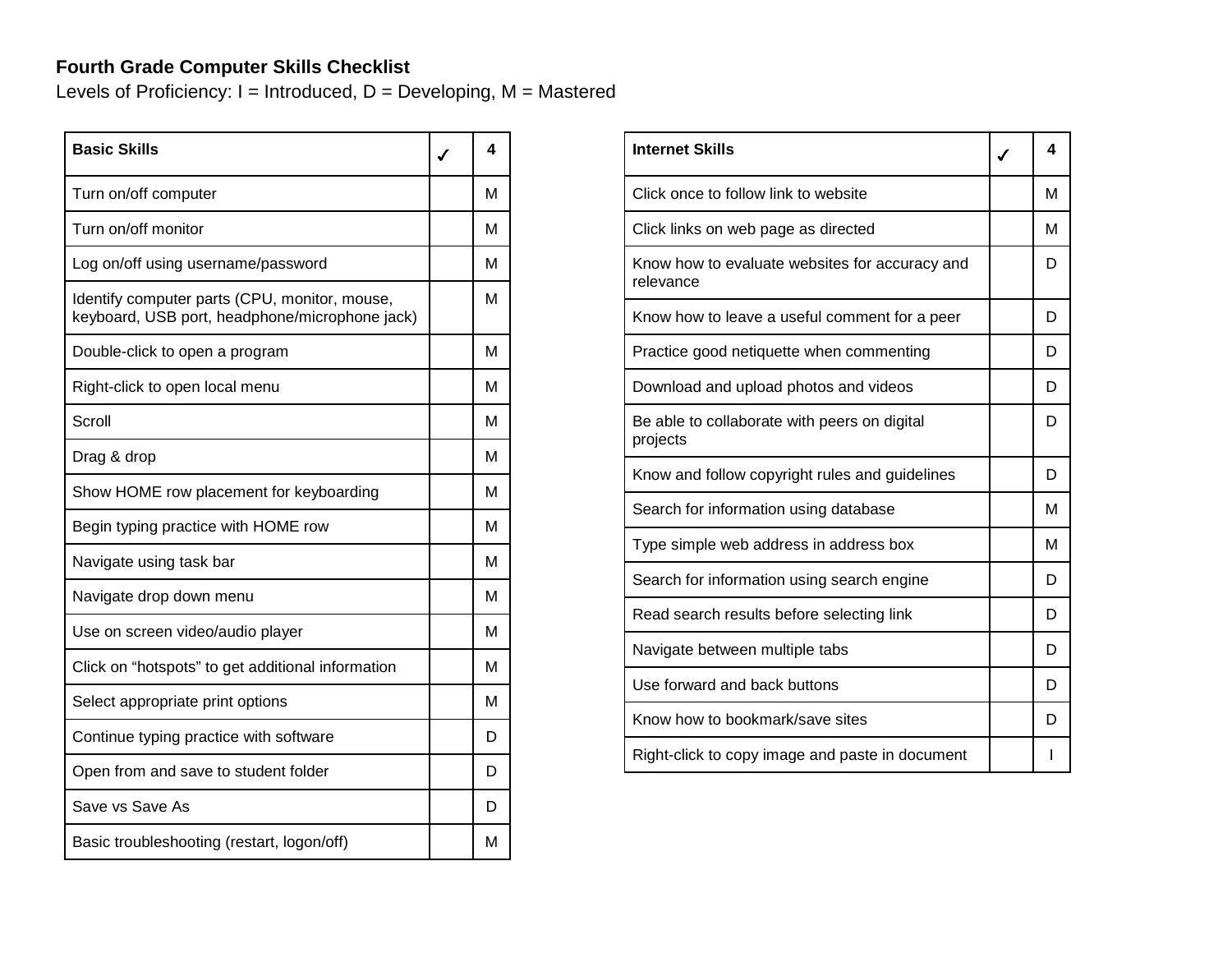**Fourth Grade Computer Skills Checklist**

Levels of Proficiency: I = Introduced, D = Developing, M = Mastered

| Basic Skills | ✓ | 4 |
|---|---|---|
| Turn on/off computer | | M |
| Turn on/off monitor | | M |
| Log on/off using username/password | | M |
| Identify computer parts (CPU, monitor, mouse, keyboard, USB port, headphone/microphone jack) | | M |
| Double-click to open a program | | M |
| Right-click to open local menu | | M |
| Scroll | | M |
| Drag & drop | | M |
| Show HOME row placement for keyboarding | | M |
| Begin typing practice with HOME row | | M |
| Navigate using task bar | | M |
| Navigate drop down menu | | M |
| Use on screen video/audio player | | M |
| Click on “hotspots” to get additional information | | M |
| Select appropriate print options | | M |
| Continue typing practice with software | | D |
| Open from and save to student folder | | D |
| Save vs Save As | | D |
| Basic troubleshooting (restart, logon/off) | | M |

| Internet Skills | ✓ | 4 |
|---|---|---|
| Click once to follow link to website | | M |
| Click links on web page as directed | | M |
| Know how to evaluate websites for accuracy and relevance | | D |
| Know how to leave a useful comment for a peer | | D |
| Practice good netiquette when commenting | | D |
| Download and upload photos and videos | | D |
| Be able to collaborate with peers on digital projects | | D |
| Know and follow copyright rules and guidelines | | D |
| Search for information using database | | M |
| Type simple web address in address box | | M |
| Search for information using search engine | | D |
| Read search results before selecting link | | D |
| Navigate between multiple tabs | | D |
| Use forward and back buttons | | D |
| Know how to bookmark/save sites | | D |
| Right-click to copy image and paste in document | | I |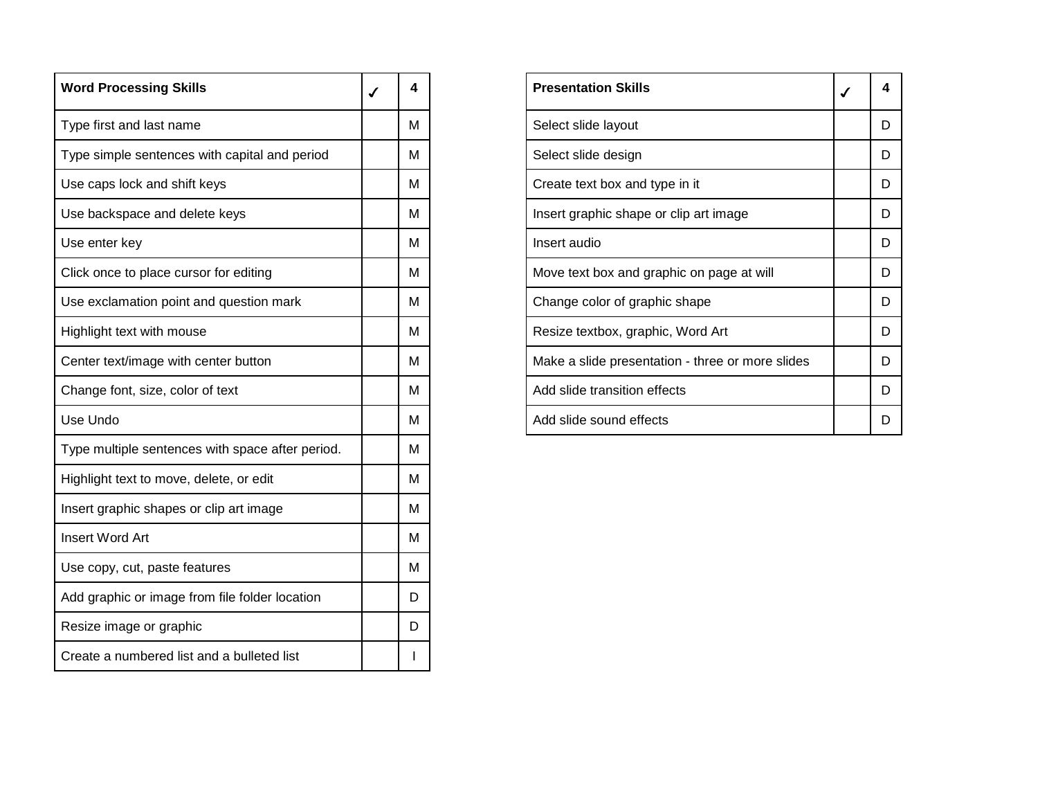| Word Processing Skills | ✓ | 4 |
|---|---|---|
| Type first and last name | | M |
| Type simple sentences with capital and period | | M |
| Use caps lock and shift keys | | M |
| Use backspace and delete keys | | M |
| Use enter key | | M |
| Click once to place cursor for editing | | M |
| Use exclamation point and question mark | | M |
| Highlight text with mouse | | M |
| Center text/image with center button | | M |
| Change font, size, color of text | | M |
| Use Undo | | M |
| Type multiple sentences with space after period. | | M |
| Highlight text to move, delete, or edit | | M |
| Insert graphic shapes or clip art image | | M |
| Insert Word Art | | M |
| Use copy, cut, paste features | | M |
| Add graphic or image from file folder location | | D |
| Resize image or graphic | | D |
| Create a numbered list and a bulleted list | | I |

| Presentation Skills | ✓ | 4 |
|---|---|---|
| Select slide layout | | D |
| Select slide design | | D |
| Create text box and type in it | | D |
| Insert graphic shape or clip art image | | D |
| Insert audio | | D |
| Move text box and graphic on page at will | | D |
| Change color of graphic shape | | D |
| Resize textbox, graphic, Word Art | | D |
| Make a slide presentation - three or more slides | | D |
| Add slide transition effects | | D |
| Add slide sound effects | | D |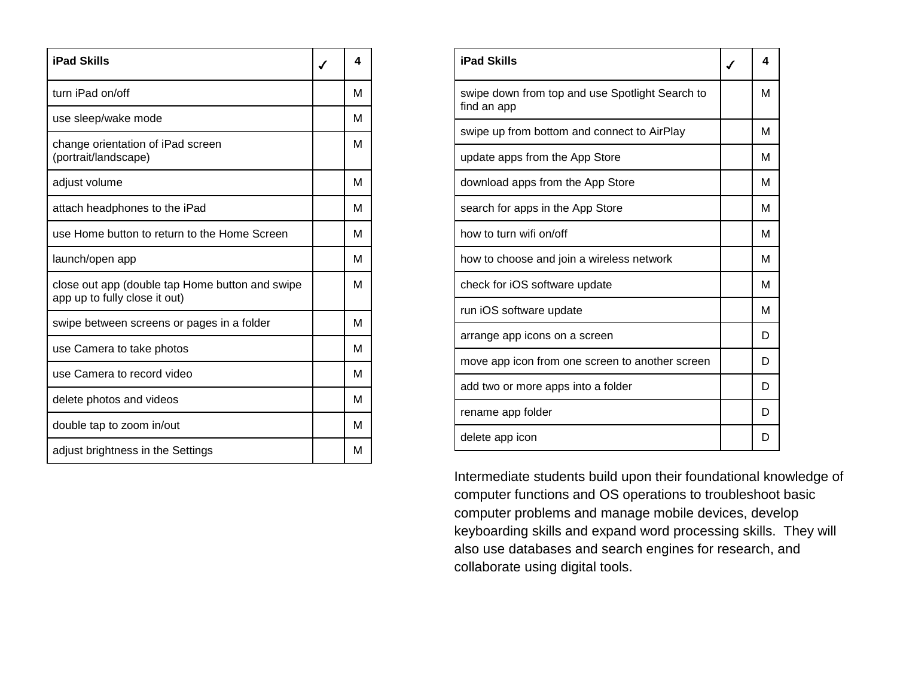| iPad Skills | ✓ | 4 |
|---|---|---|
| turn iPad on/off | | M |
| use sleep/wake mode | | M |
| change orientation of iPad screen (portrait/landscape) | | M |
| adjust volume | | M |
| attach headphones to the iPad | | M |
| use Home button to return to the Home Screen | | M |
| launch/open app | | M |
| close out app (double tap Home button and swipe app up to fully close it out) | | M |
| swipe between screens or pages in a folder | | M |
| use Camera to take photos | | M |
| use Camera to record video | | M |
| delete photos and videos | | M |
| double tap to zoom in/out | | M |
| adjust brightness in the Settings | | M |

| iPad Skills | ✓ | 4 |
|---|---|---|
| swipe down from top and use Spotlight Search to find an app | | M |
| swipe up from bottom and connect to AirPlay | | M |
| update apps from the App Store | | M |
| download apps from the App Store | | M |
| search for apps in the App Store | | M |
| how to turn wifi on/off | | M |
| how to choose and join a wireless network | | M |
| check for iOS software update | | M |
| run iOS software update | | M |
| arrange app icons on a screen | | D |
| move app icon from one screen to another screen | | D |
| add two or more apps into a folder | | D |
| rename app folder | | D |
| delete app icon | | D |

Intermediate students build upon their foundational knowledge of computer functions and OS operations to troubleshoot basic computer problems and manage mobile devices, develop keyboarding skills and expand word processing skills. They will also use databases and search engines for research, and collaborate using digital tools.